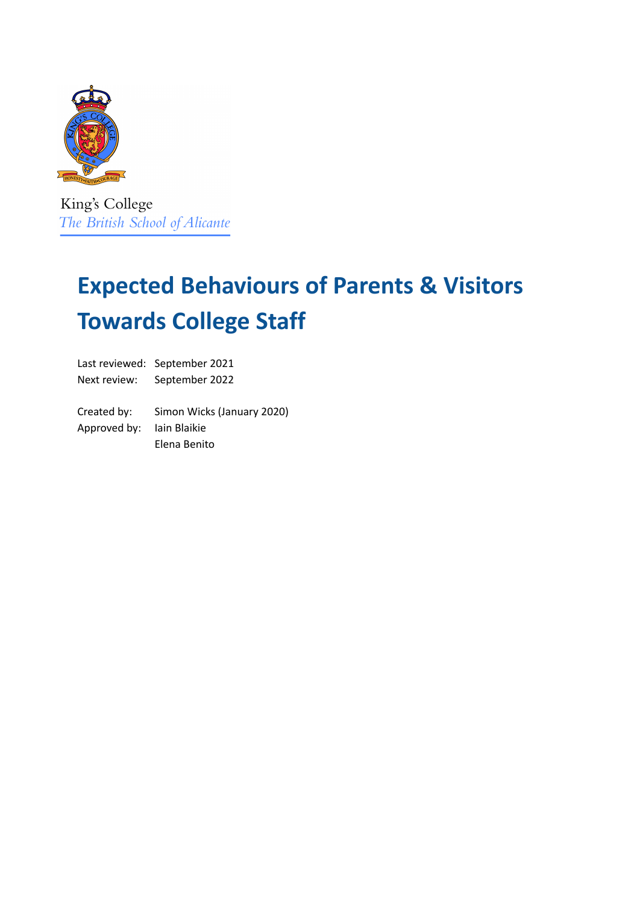King's College
*The British School of Alicante*

# Expected Behaviours of Parents & Visitors Towards College Staff

| | |
|---|---|
| Last reviewed: | September 2021 |
| Next review: | September 2022 |
| Created by: | Simon Wicks (January 2020) |
| Approved by: | Iain Blaikie |
| | Elena Benito |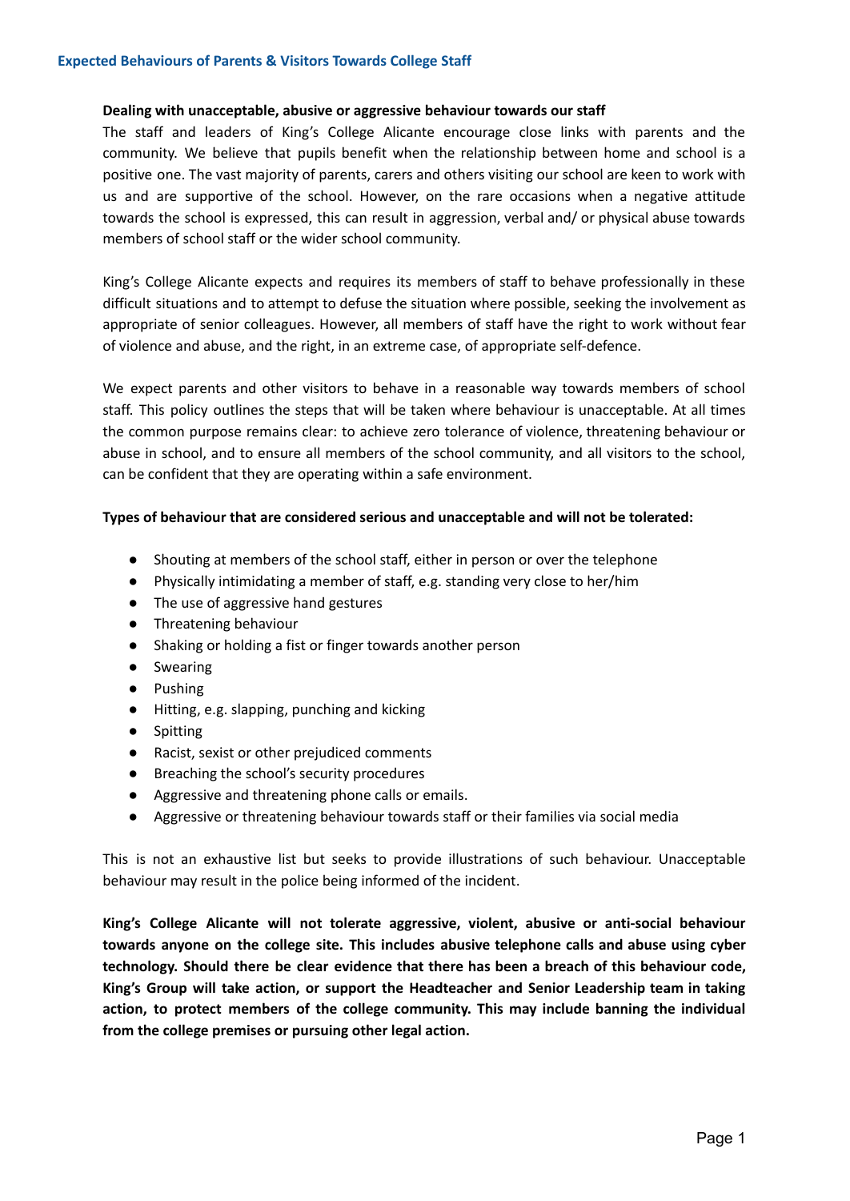## Expected Behaviours of Parents & Visitors Towards College Staff

**Dealing with unacceptable, abusive or aggressive behaviour towards our staff**

The staff and leaders of King's College Alicante encourage close links with parents and the community. We believe that pupils benefit when the relationship between home and school is a positive one. The vast majority of parents, carers and others visiting our school are keen to work with us and are supportive of the school. However, on the rare occasions when a negative attitude towards the school is expressed, this can result in aggression, verbal and/ or physical abuse towards members of school staff or the wider school community.

King's College Alicante expects and requires its members of staff to behave professionally in these difficult situations and to attempt to defuse the situation where possible, seeking the involvement as appropriate of senior colleagues. However, all members of staff have the right to work without fear of violence and abuse, and the right, in an extreme case, of appropriate self-defence.

We expect parents and other visitors to behave in a reasonable way towards members of school staff. This policy outlines the steps that will be taken where behaviour is unacceptable. At all times the common purpose remains clear: to achieve zero tolerance of violence, threatening behaviour or abuse in school, and to ensure all members of the school community, and all visitors to the school, can be confident that they are operating within a safe environment.

**Types of behaviour that are considered serious and unacceptable and will not be tolerated:**

- Shouting at members of the school staff, either in person or over the telephone
- Physically intimidating a member of staff, e.g. standing very close to her/him
- The use of aggressive hand gestures
- Threatening behaviour
- Shaking or holding a fist or finger towards another person
- Swearing
- Pushing
- Hitting, e.g. slapping, punching and kicking
- Spitting
- Racist, sexist or other prejudiced comments
- Breaching the school's security procedures
- Aggressive and threatening phone calls or emails.
- Aggressive or threatening behaviour towards staff or their families via social media

This is not an exhaustive list but seeks to provide illustrations of such behaviour. Unacceptable behaviour may result in the police being informed of the incident.

**King's College Alicante will not tolerate aggressive, violent, abusive or anti-social behaviour towards anyone on the college site. This includes abusive telephone calls and abuse using cyber technology. Should there be clear evidence that there has been a breach of this behaviour code, King's Group will take action, or support the Headteacher and Senior Leadership team in taking action, to protect members of the college community. This may include banning the individual from the college premises or pursuing other legal action.**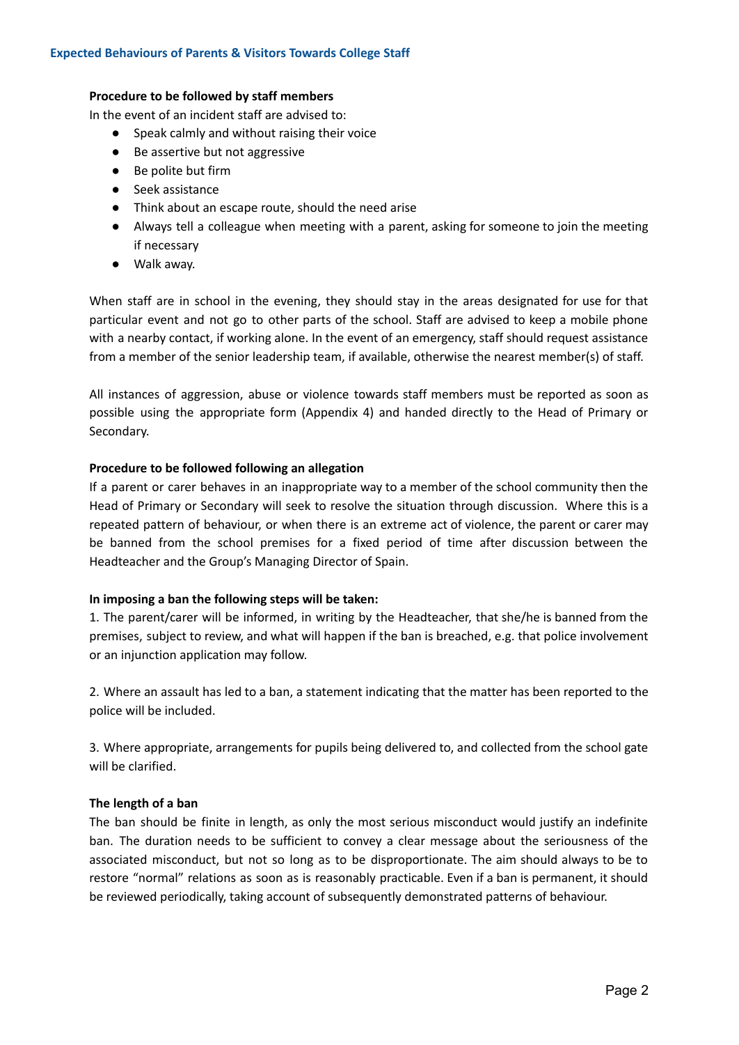**Procedure to be followed by staff members**

In the event of an incident staff are advised to:

- Speak calmly and without raising their voice
- Be assertive but not aggressive
- Be polite but firm
- Seek assistance
- Think about an escape route, should the need arise
- Always tell a colleague when meeting with a parent, asking for someone to join the meeting if necessary
- Walk away.

When staff are in school in the evening, they should stay in the areas designated for use for that particular event and not go to other parts of the school. Staff are advised to keep a mobile phone with a nearby contact, if working alone. In the event of an emergency, staff should request assistance from a member of the senior leadership team, if available, otherwise the nearest member(s) of staff.

All instances of aggression, abuse or violence towards staff members must be reported as soon as possible using the appropriate form (Appendix 4) and handed directly to the Head of Primary or Secondary.

**Procedure to be followed following an allegation**

If a parent or carer behaves in an inappropriate way to a member of the school community then the Head of Primary or Secondary will seek to resolve the situation through discussion. Where this is a repeated pattern of behaviour, or when there is an extreme act of violence, the parent or carer may be banned from the school premises for a fixed period of time after discussion between the Headteacher and the Group's Managing Director of Spain.

**In imposing a ban the following steps will be taken:**

1. The parent/carer will be informed, in writing by the Headteacher, that she/he is banned from the premises, subject to review, and what will happen if the ban is breached, e.g. that police involvement or an injunction application may follow.

2. Where an assault has led to a ban, a statement indicating that the matter has been reported to the police will be included.

3. Where appropriate, arrangements for pupils being delivered to, and collected from the school gate will be clarified.

**The length of a ban**

The ban should be finite in length, as only the most serious misconduct would justify an indefinite ban. The duration needs to be sufficient to convey a clear message about the seriousness of the associated misconduct, but not so long as to be disproportionate. The aim should always to be to restore "normal" relations as soon as is reasonably practicable. Even if a ban is permanent, it should be reviewed periodically, taking account of subsequently demonstrated patterns of behaviour.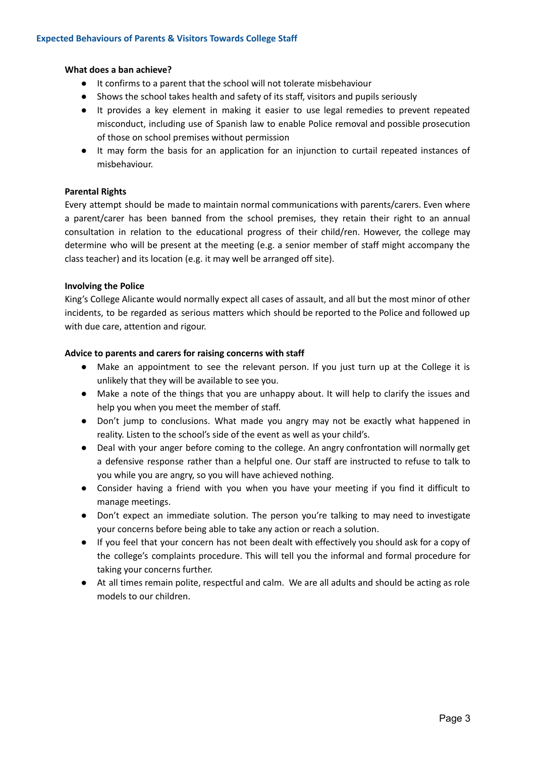### What does a ban achieve?

- It confirms to a parent that the school will not tolerate misbehaviour
- Shows the school takes health and safety of its staff, visitors and pupils seriously
- It provides a key element in making it easier to use legal remedies to prevent repeated misconduct, including use of Spanish law to enable Police removal and possible prosecution of those on school premises without permission
- It may form the basis for an application for an injunction to curtail repeated instances of misbehaviour.

### Parental Rights

Every attempt should be made to maintain normal communications with parents/carers. Even where a parent/carer has been banned from the school premises, they retain their right to an annual consultation in relation to the educational progress of their child/ren. However, the college may determine who will be present at the meeting (e.g. a senior member of staff might accompany the class teacher) and its location (e.g. it may well be arranged off site).

### Involving the Police

King's College Alicante would normally expect all cases of assault, and all but the most minor of other incidents, to be regarded as serious matters which should be reported to the Police and followed up with due care, attention and rigour.

### Advice to parents and carers for raising concerns with staff

- Make an appointment to see the relevant person. If you just turn up at the College it is unlikely that they will be available to see you.
- Make a note of the things that you are unhappy about. It will help to clarify the issues and help you when you meet the member of staff.
- Don't jump to conclusions. What made you angry may not be exactly what happened in reality. Listen to the school's side of the event as well as your child's.
- Deal with your anger before coming to the college. An angry confrontation will normally get a defensive response rather than a helpful one. Our staff are instructed to refuse to talk to you while you are angry, so you will have achieved nothing.
- Consider having a friend with you when you have your meeting if you find it difficult to manage meetings.
- Don't expect an immediate solution. The person you're talking to may need to investigate your concerns before being able to take any action or reach a solution.
- If you feel that your concern has not been dealt with effectively you should ask for a copy of the college's complaints procedure. This will tell you the informal and formal procedure for taking your concerns further.
- At all times remain polite, respectful and calm. We are all adults and should be acting as role models to our children.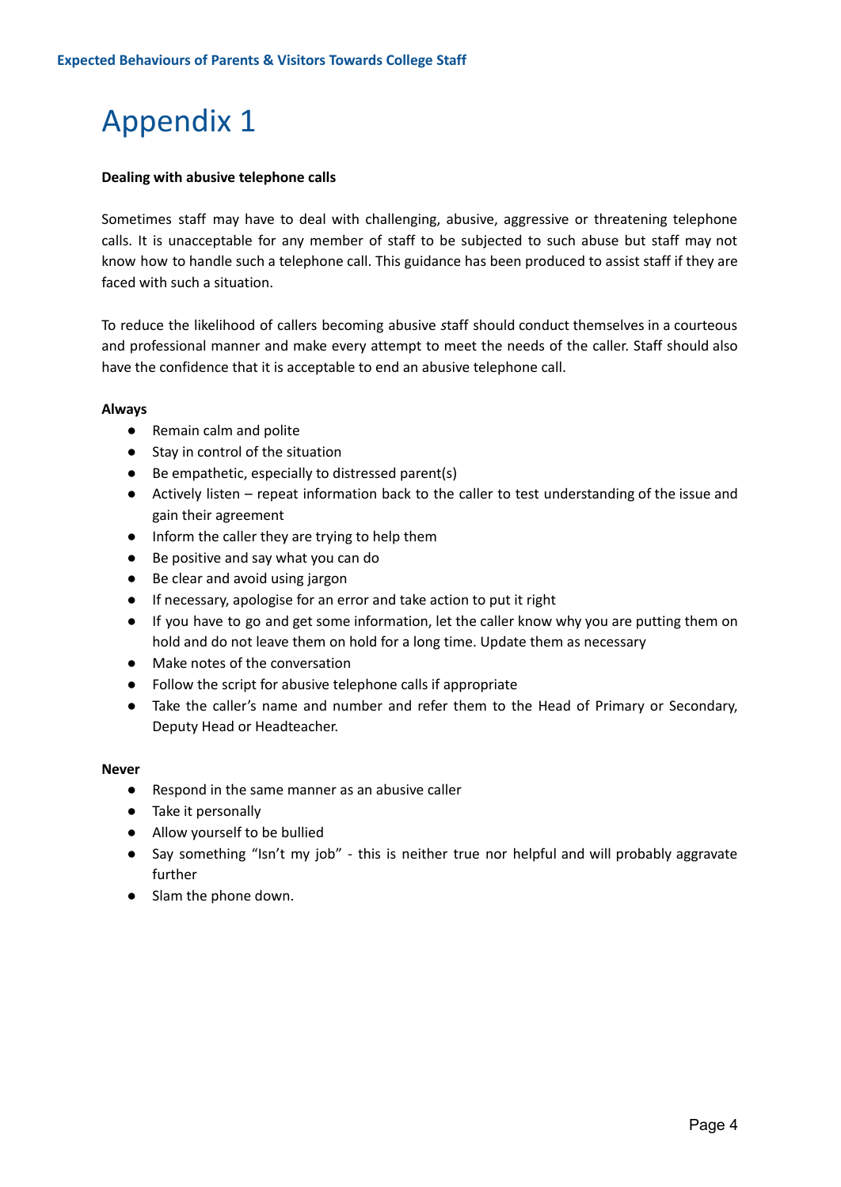# Appendix 1

**Dealing with abusive telephone calls**

Sometimes staff may have to deal with challenging, abusive, aggressive or threatening telephone calls. It is unacceptable for any member of staff to be subjected to such abuse but staff may not know how to handle such a telephone call. This guidance has been produced to assist staff if they are faced with such a situation.

To reduce the likelihood of callers becoming abusive staff should conduct themselves in a courteous and professional manner and make every attempt to meet the needs of the caller. Staff should also have the confidence that it is acceptable to end an abusive telephone call.

**Always**

- Remain calm and polite
- Stay in control of the situation
- Be empathetic, especially to distressed parent(s)
- Actively listen – repeat information back to the caller to test understanding of the issue and gain their agreement
- Inform the caller they are trying to help them
- Be positive and say what you can do
- Be clear and avoid using jargon
- If necessary, apologise for an error and take action to put it right
- If you have to go and get some information, let the caller know why you are putting them on hold and do not leave them on hold for a long time. Update them as necessary
- Make notes of the conversation
- Follow the script for abusive telephone calls if appropriate
- Take the caller's name and number and refer them to the Head of Primary or Secondary, Deputy Head or Headteacher.

**Never**

- Respond in the same manner as an abusive caller
- Take it personally
- Allow yourself to be bullied
- Say something "Isn't my job" - this is neither true nor helpful and will probably aggravate further
- Slam the phone down.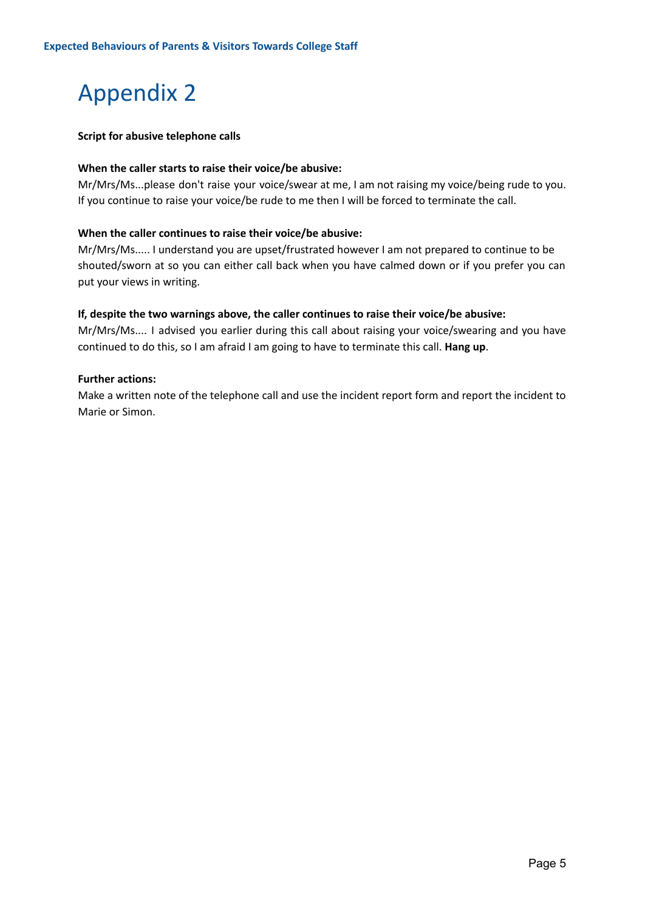# Appendix 2

**Script for abusive telephone calls**

**When the caller starts to raise their voice/be abusive:**

Mr/Mrs/Ms...please don't raise your voice/swear at me, I am not raising my voice/being rude to you. If you continue to raise your voice/be rude to me then I will be forced to terminate the call.

**When the caller continues to raise their voice/be abusive:**

Mr/Mrs/Ms..... I understand you are upset/frustrated however I am not prepared to continue to be shouted/sworn at so you can either call back when you have calmed down or if you prefer you can put your views in writing.

**If, despite the two warnings above, the caller continues to raise their voice/be abusive:**

Mr/Mrs/Ms.... I advised you earlier during this call about raising your voice/swearing and you have continued to do this, so I am afraid I am going to have to terminate this call. **Hang up**.

**Further actions:**

Make a written note of the telephone call and use the incident report form and report the incident to Marie or Simon.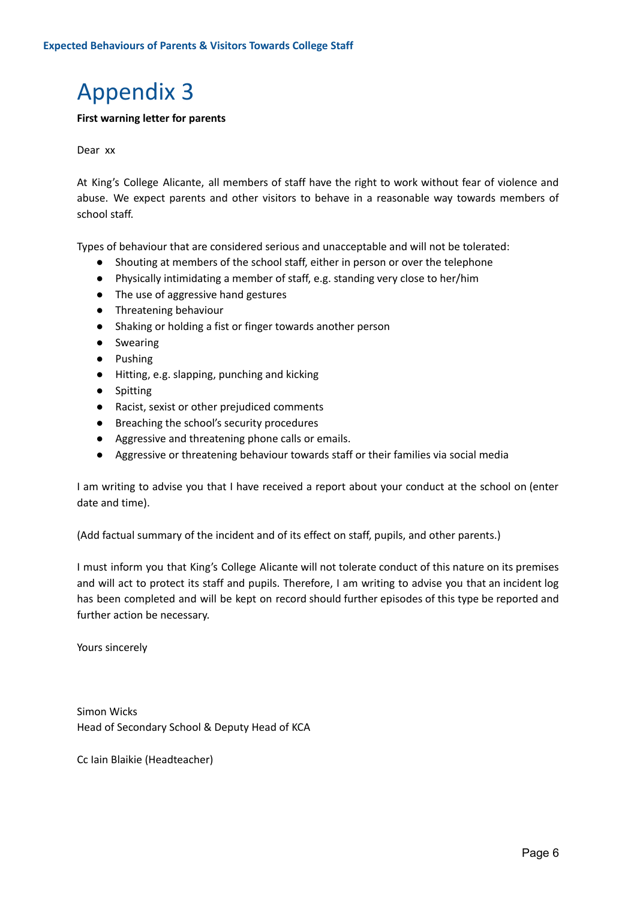# Appendix 3

**First warning letter for parents**

Dear xx

At King's College Alicante, all members of staff have the right to work without fear of violence and abuse. We expect parents and other visitors to behave in a reasonable way towards members of school staff.

Types of behaviour that are considered serious and unacceptable and will not be tolerated:

- Shouting at members of the school staff, either in person or over the telephone
- Physically intimidating a member of staff, e.g. standing very close to her/him
- The use of aggressive hand gestures
- Threatening behaviour
- Shaking or holding a fist or finger towards another person
- Swearing
- Pushing
- Hitting, e.g. slapping, punching and kicking
- Spitting
- Racist, sexist or other prejudiced comments
- Breaching the school's security procedures
- Aggressive and threatening phone calls or emails.
- Aggressive or threatening behaviour towards staff or their families via social media

I am writing to advise you that I have received a report about your conduct at the school on (enter date and time).

(Add factual summary of the incident and of its effect on staff, pupils, and other parents.)

I must inform you that King's College Alicante will not tolerate conduct of this nature on its premises and will act to protect its staff and pupils. Therefore, I am writing to advise you that an incident log has been completed and will be kept on record should further episodes of this type be reported and further action be necessary.

Yours sincerely

Simon Wicks
Head of Secondary School & Deputy Head of KCA

Cc Iain Blaikie (Headteacher)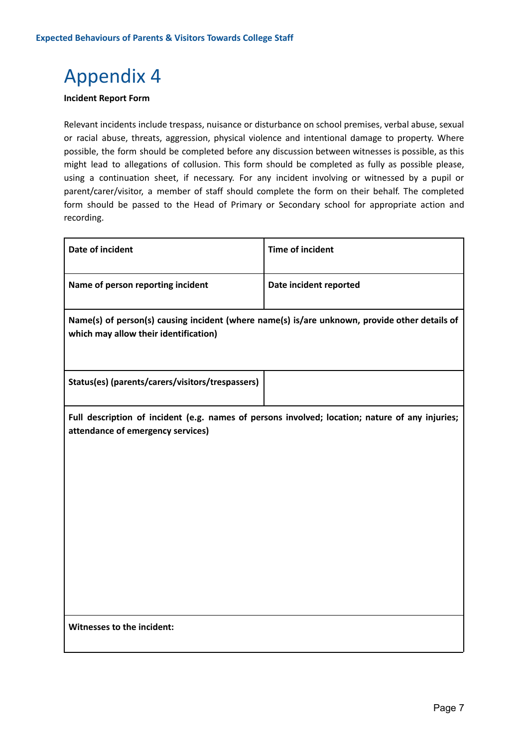# Appendix 4

**Incident Report Form**

Relevant incidents include trespass, nuisance or disturbance on school premises, verbal abuse, sexual or racial abuse, threats, aggression, physical violence and intentional damage to property. Where possible, the form should be completed before any discussion between witnesses is possible, as this might lead to allegations of collusion. This form should be completed as fully as possible please, using a continuation sheet, if necessary. For any incident involving or witnessed by a pupil or parent/carer/visitor, a member of staff should complete the form on their behalf. The completed form should be passed to the Head of Primary or Secondary school for appropriate action and recording.

| **Date of incident** | **Time of incident** |
|---|---|
| **Name of person reporting incident** | **Date incident reported** |
| **Name(s) of person(s) causing incident (where name(s) is/are unknown, provide other details of which may allow their identification)** | |
| **Status(es) (parents/carers/visitors/trespassers)** | |
| **Full description of incident (e.g. names of persons involved; location; nature of any injuries; attendance of emergency services)** | |
| **Witnesses to the incident:** | |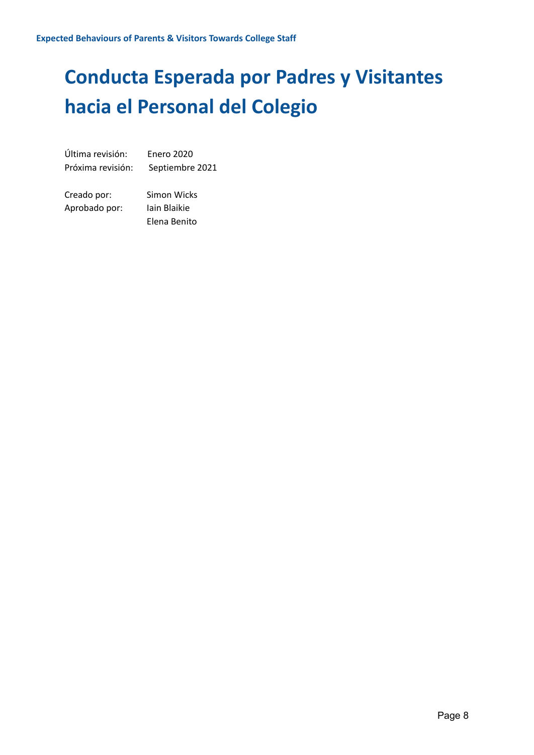# Conducta Esperada por Padres y Visitantes hacia el Personal del Colegio

Última revisión: Enero 2020
Próxima revisión: Septiembre 2021

Creado por: Simon Wicks
Aprobado por: Iain Blaikie
Elena Benito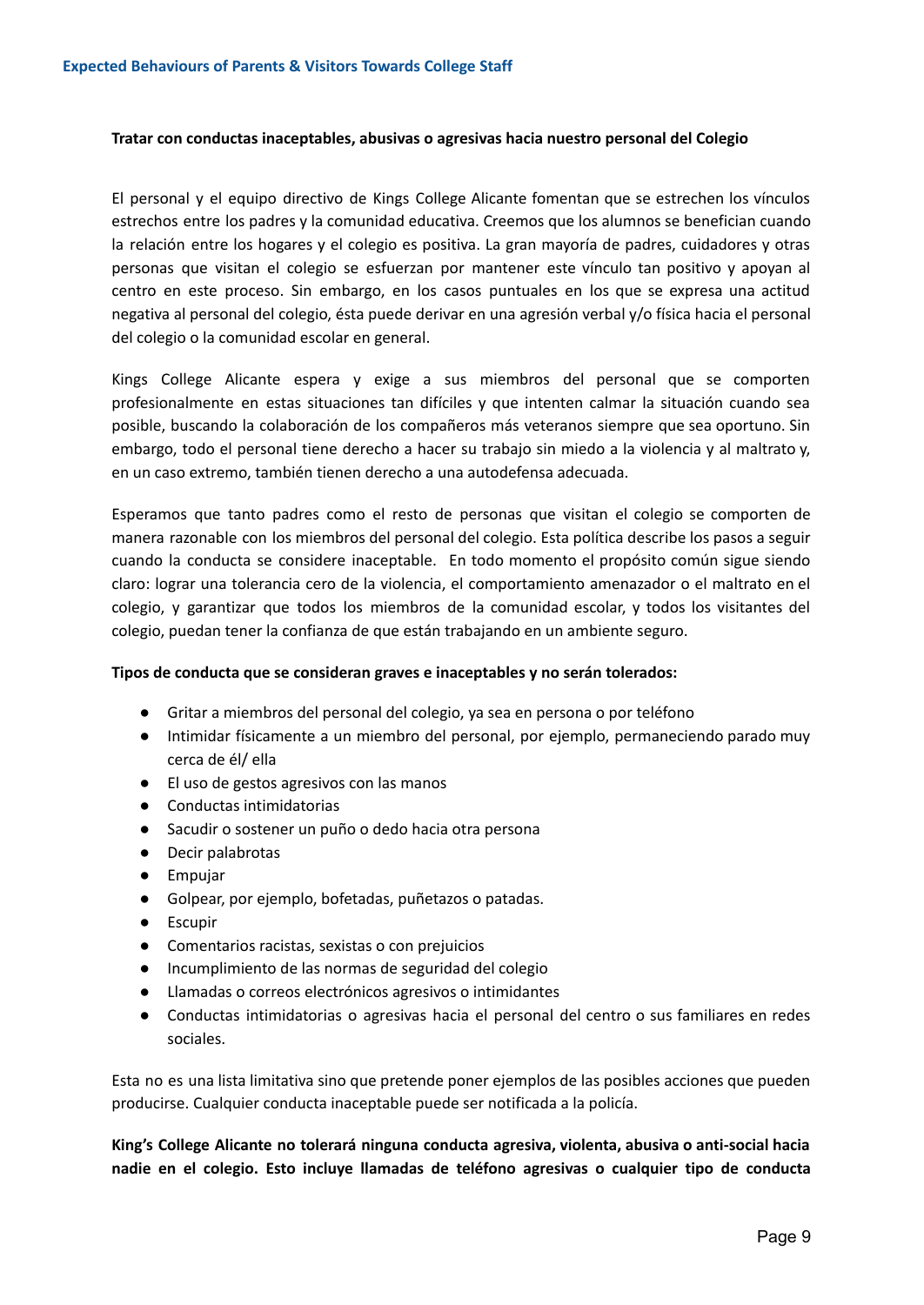**Tratar con conductas inaceptables, abusivas o agresivas hacia nuestro personal del Colegio**

El personal y el equipo directivo de Kings College Alicante fomentan que se estrechen los vínculos estrechos entre los padres y la comunidad educativa. Creemos que los alumnos se benefician cuando la relación entre los hogares y el colegio es positiva. La gran mayoría de padres, cuidadores y otras personas que visitan el colegio se esfuerzan por mantener este vínculo tan positivo y apoyan al centro en este proceso. Sin embargo, en los casos puntuales en los que se expresa una actitud negativa al personal del colegio, ésta puede derivar en una agresión verbal y/o física hacia el personal del colegio o la comunidad escolar en general.

Kings College Alicante espera y exige a sus miembros del personal que se comporten profesionalmente en estas situaciones tan difíciles y que intenten calmar la situación cuando sea posible, buscando la colaboración de los compañeros más veteranos siempre que sea oportuno. Sin embargo, todo el personal tiene derecho a hacer su trabajo sin miedo a la violencia y al maltrato y, en un caso extremo, también tienen derecho a una autodefensa adecuada.

Esperamos que tanto padres como el resto de personas que visitan el colegio se comporten de manera razonable con los miembros del personal del colegio. Esta política describe los pasos a seguir cuando la conducta se considere inaceptable. En todo momento el propósito común sigue siendo claro: lograr una tolerancia cero de la violencia, el comportamiento amenazador o el maltrato en el colegio, y garantizar que todos los miembros de la comunidad escolar, y todos los visitantes del colegio, puedan tener la confianza de que están trabajando en un ambiente seguro.

**Tipos de conducta que se consideran graves e inaceptables y no serán tolerados:**

- Gritar a miembros del personal del colegio, ya sea en persona o por teléfono
- Intimidar físicamente a un miembro del personal, por ejemplo, permaneciendo parado muy cerca de él/ ella
- El uso de gestos agresivos con las manos
- Conductas intimidatorias
- Sacudir o sostener un puño o dedo hacia otra persona
- Decir palabrotas
- Empujar
- Golpear, por ejemplo, bofetadas, puñetazos o patadas.
- Escupir
- Comentarios racistas, sexistas o con prejuicios
- Incumplimiento de las normas de seguridad del colegio
- Llamadas o correos electrónicos agresivos o intimidantes
- Conductas intimidatorias o agresivas hacia el personal del centro o sus familiares en redes sociales.

Esta no es una lista limitativa sino que pretende poner ejemplos de las posibles acciones que pueden producirse. Cualquier conducta inaceptable puede ser notificada a la policía.

**King's College Alicante no tolerará ninguna conducta agresiva, violenta, abusiva o anti-social hacia nadie en el colegio. Esto incluye llamadas de teléfono agresivas o cualquier tipo de conducta**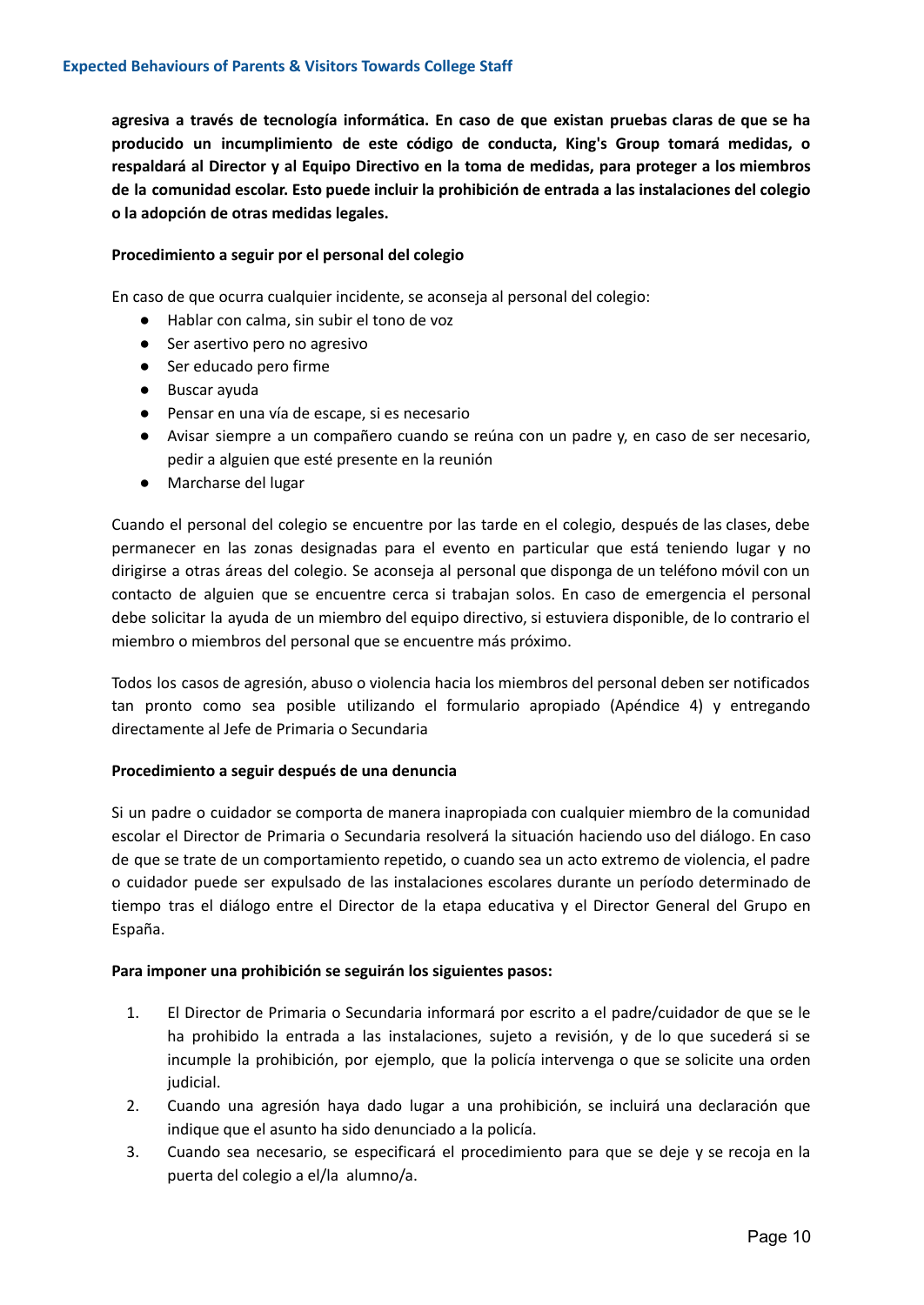**agresiva a través de tecnología informática. En caso de que existan pruebas claras de que se ha producido un incumplimiento de este código de conducta, King's Group tomará medidas, o respaldará al Director y al Equipo Directivo en la toma de medidas, para proteger a los miembros de la comunidad escolar. Esto puede incluir la prohibición de entrada a las instalaciones del colegio o la adopción de otras medidas legales.**

**Procedimiento a seguir por el personal del colegio**

En caso de que ocurra cualquier incidente, se aconseja al personal del colegio:

- Hablar con calma, sin subir el tono de voz
- Ser asertivo pero no agresivo
- Ser educado pero firme
- Buscar ayuda
- Pensar en una vía de escape, si es necesario
- Avisar siempre a un compañero cuando se reúna con un padre y, en caso de ser necesario, pedir a alguien que esté presente en la reunión
- Marcharse del lugar

Cuando el personal del colegio se encuentre por las tarde en el colegio, después de las clases, debe permanecer en las zonas designadas para el evento en particular que está teniendo lugar y no dirigirse a otras áreas del colegio. Se aconseja al personal que disponga de un teléfono móvil con un contacto de alguien que se encuentre cerca si trabajan solos. En caso de emergencia el personal debe solicitar la ayuda de un miembro del equipo directivo, si estuviera disponible, de lo contrario el miembro o miembros del personal que se encuentre más próximo.

Todos los casos de agresión, abuso o violencia hacia los miembros del personal deben ser notificados tan pronto como sea posible utilizando el formulario apropiado (Apéndice 4) y entregando directamente al Jefe de Primaria o Secundaria

**Procedimiento a seguir después de una denuncia**

Si un padre o cuidador se comporta de manera inapropiada con cualquier miembro de la comunidad escolar el Director de Primaria o Secundaria resolverá la situación haciendo uso del diálogo. En caso de que se trate de un comportamiento repetido, o cuando sea un acto extremo de violencia, el padre o cuidador puede ser expulsado de las instalaciones escolares durante un período determinado de tiempo tras el diálogo entre el Director de la etapa educativa y el Director General del Grupo en España.

**Para imponer una prohibición se seguirán los siguientes pasos:**

1. El Director de Primaria o Secundaria informará por escrito a el padre/cuidador de que se le ha prohibido la entrada a las instalaciones, sujeto a revisión, y de lo que sucederá si se incumple la prohibición, por ejemplo, que la policía intervenga o que se solicite una orden judicial.
2. Cuando una agresión haya dado lugar a una prohibición, se incluirá una declaración que indique que el asunto ha sido denunciado a la policía.
3. Cuando sea necesario, se especificará el procedimiento para que se deje y se recoja en la puerta del colegio a el/la alumno/a.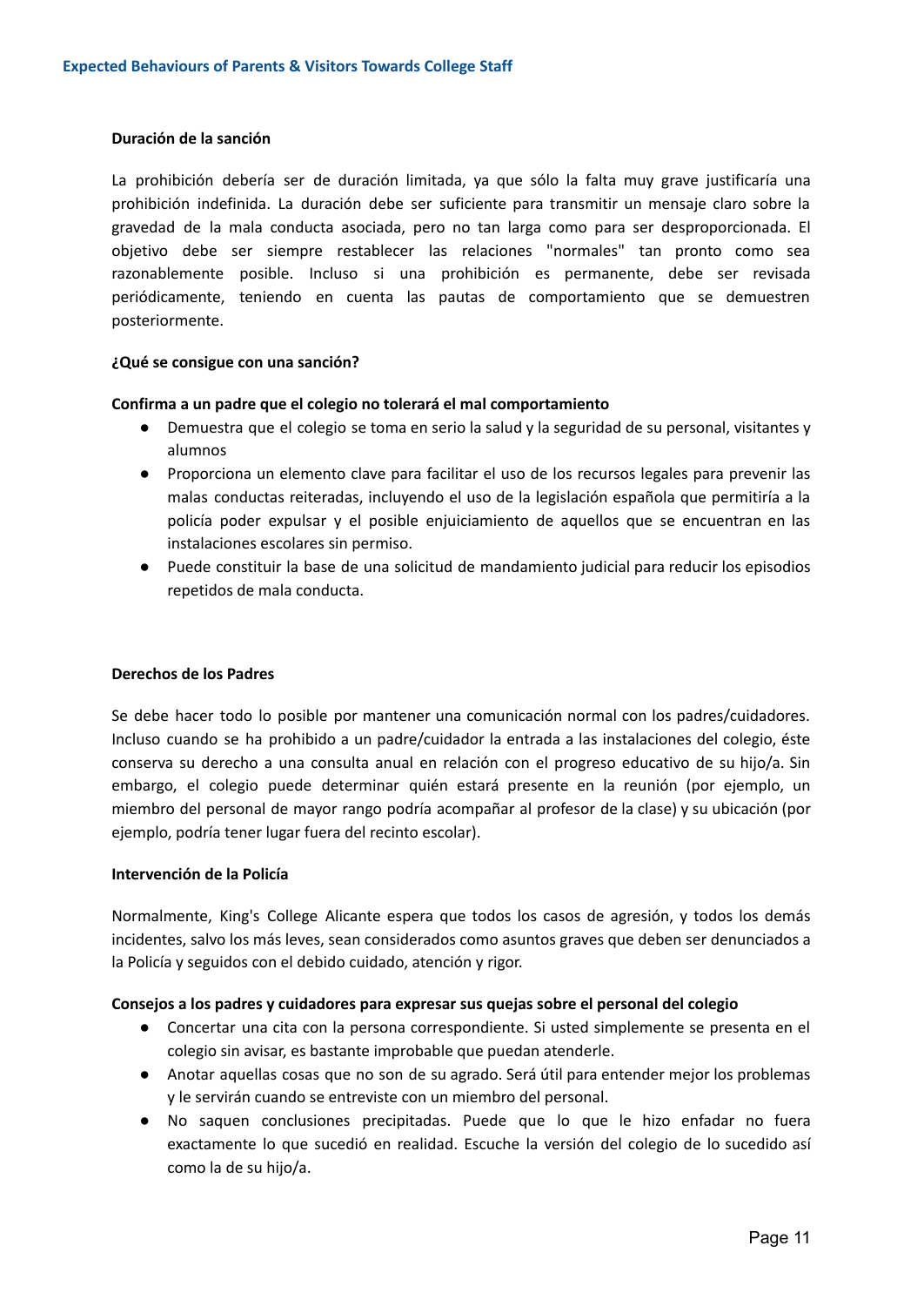**Duración de la sanción**

La prohibición debería ser de duración limitada, ya que sólo la falta muy grave justificaría una prohibición indefinida. La duración debe ser suficiente para transmitir un mensaje claro sobre la gravedad de la mala conducta asociada, pero no tan larga como para ser desproporcionada. El objetivo debe ser siempre restablecer las relaciones "normales" tan pronto como sea razonablemente posible. Incluso si una prohibición es permanente, debe ser revisada periódicamente, teniendo en cuenta las pautas de comportamiento que se demuestren posteriormente.

**¿Qué se consigue con una sanción?**

**Confirma a un padre que el colegio no tolerará el mal comportamiento**

- Demuestra que el colegio se toma en serio la salud y la seguridad de su personal, visitantes y alumnos
- Proporciona un elemento clave para facilitar el uso de los recursos legales para prevenir las malas conductas reiteradas, incluyendo el uso de la legislación española que permitiría a la policía poder expulsar y el posible enjuiciamiento de aquellos que se encuentran en las instalaciones escolares sin permiso.
- Puede constituir la base de una solicitud de mandamiento judicial para reducir los episodios repetidos de mala conducta.

**Derechos de los Padres**

Se debe hacer todo lo posible por mantener una comunicación normal con los padres/cuidadores. Incluso cuando se ha prohibido a un padre/cuidador la entrada a las instalaciones del colegio, éste conserva su derecho a una consulta anual en relación con el progreso educativo de su hijo/a. Sin embargo, el colegio puede determinar quién estará presente en la reunión (por ejemplo, un miembro del personal de mayor rango podría acompañar al profesor de la clase) y su ubicación (por ejemplo, podría tener lugar fuera del recinto escolar).

**Intervención de la Policía**

Normalmente, King's College Alicante espera que todos los casos de agresión, y todos los demás incidentes, salvo los más leves, sean considerados como asuntos graves que deben ser denunciados a la Policía y seguidos con el debido cuidado, atención y rigor.

**Consejos a los padres y cuidadores para expresar sus quejas sobre el personal del colegio**

- Concertar una cita con la persona correspondiente. Si usted simplemente se presenta en el colegio sin avisar, es bastante improbable que puedan atenderle.
- Anotar aquellas cosas que no son de su agrado. Será útil para entender mejor los problemas y le servirán cuando se entreviste con un miembro del personal.
- No saquen conclusiones precipitadas. Puede que lo que le hizo enfadar no fuera exactamente lo que sucedió en realidad. Escuche la versión del colegio de lo sucedido así como la de su hijo/a.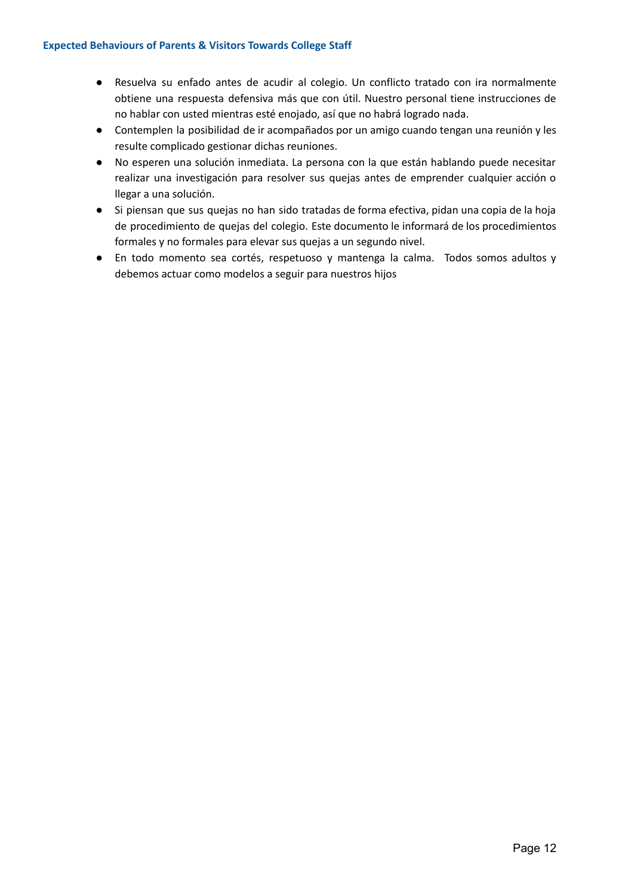- Resuelva su enfado antes de acudir al colegio. Un conflicto tratado con ira normalmente obtiene una respuesta defensiva más que con útil. Nuestro personal tiene instrucciones de no hablar con usted mientras esté enojado, así que no habrá logrado nada.
- Contemplen la posibilidad de ir acompañados por un amigo cuando tengan una reunión y les resulte complicado gestionar dichas reuniones.
- No esperen una solución inmediata. La persona con la que están hablando puede necesitar realizar una investigación para resolver sus quejas antes de emprender cualquier acción o llegar a una solución.
- Si piensan que sus quejas no han sido tratadas de forma efectiva, pidan una copia de la hoja de procedimiento de quejas del colegio. Este documento le informará de los procedimientos formales y no formales para elevar sus quejas a un segundo nivel.
- En todo momento sea cortés, respetuoso y mantenga la calma. Todos somos adultos y debemos actuar como modelos a seguir para nuestros hijos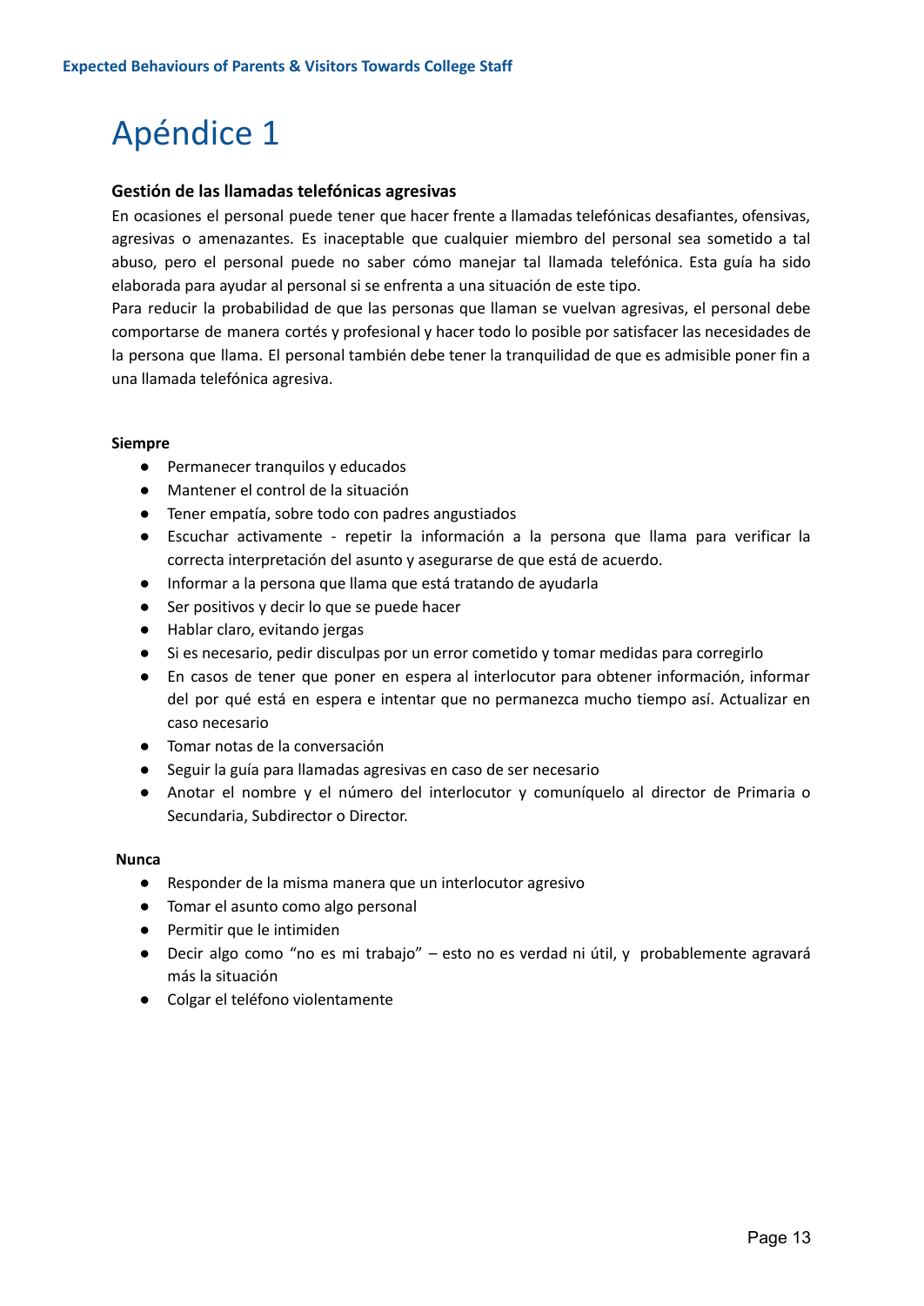# Apéndice 1

**Gestión de las llamadas telefónicas agresivas**

En ocasiones el personal puede tener que hacer frente a llamadas telefónicas desafiantes, ofensivas, agresivas o amenazantes. Es inaceptable que cualquier miembro del personal sea sometido a tal abuso, pero el personal puede no saber cómo manejar tal llamada telefónica. Esta guía ha sido elaborada para ayudar al personal si se enfrenta a una situación de este tipo.

Para reducir la probabilidad de que las personas que llaman se vuelvan agresivas, el personal debe comportarse de manera cortés y profesional y hacer todo lo posible por satisfacer las necesidades de la persona que llama. El personal también debe tener la tranquilidad de que es admisible poner fin a una llamada telefónica agresiva.

**Siempre**

- Permanecer tranquilos y educados
- Mantener el control de la situación
- Tener empatía, sobre todo con padres angustiados
- Escuchar activamente - repetir la información a la persona que llama para verificar la correcta interpretación del asunto y asegurarse de que está de acuerdo.
- Informar a la persona que llama que está tratando de ayudarla
- Ser positivos y decir lo que se puede hacer
- Hablar claro, evitando jergas
- Si es necesario, pedir disculpas por un error cometido y tomar medidas para corregirlo
- En casos de tener que poner en espera al interlocutor para obtener información, informar del por qué está en espera e intentar que no permanezca mucho tiempo así. Actualizar en caso necesario
- Tomar notas de la conversación
- Seguir la guía para llamadas agresivas en caso de ser necesario
- Anotar el nombre y el número del interlocutor y comuníquelo al director de Primaria o Secundaria, Subdirector o Director.

**Nunca**

- Responder de la misma manera que un interlocutor agresivo
- Tomar el asunto como algo personal
- Permitir que le intimiden
- Decir algo como “no es mi trabajo” – esto no es verdad ni útil, y probablemente agravará más la situación
- Colgar el teléfono violentamente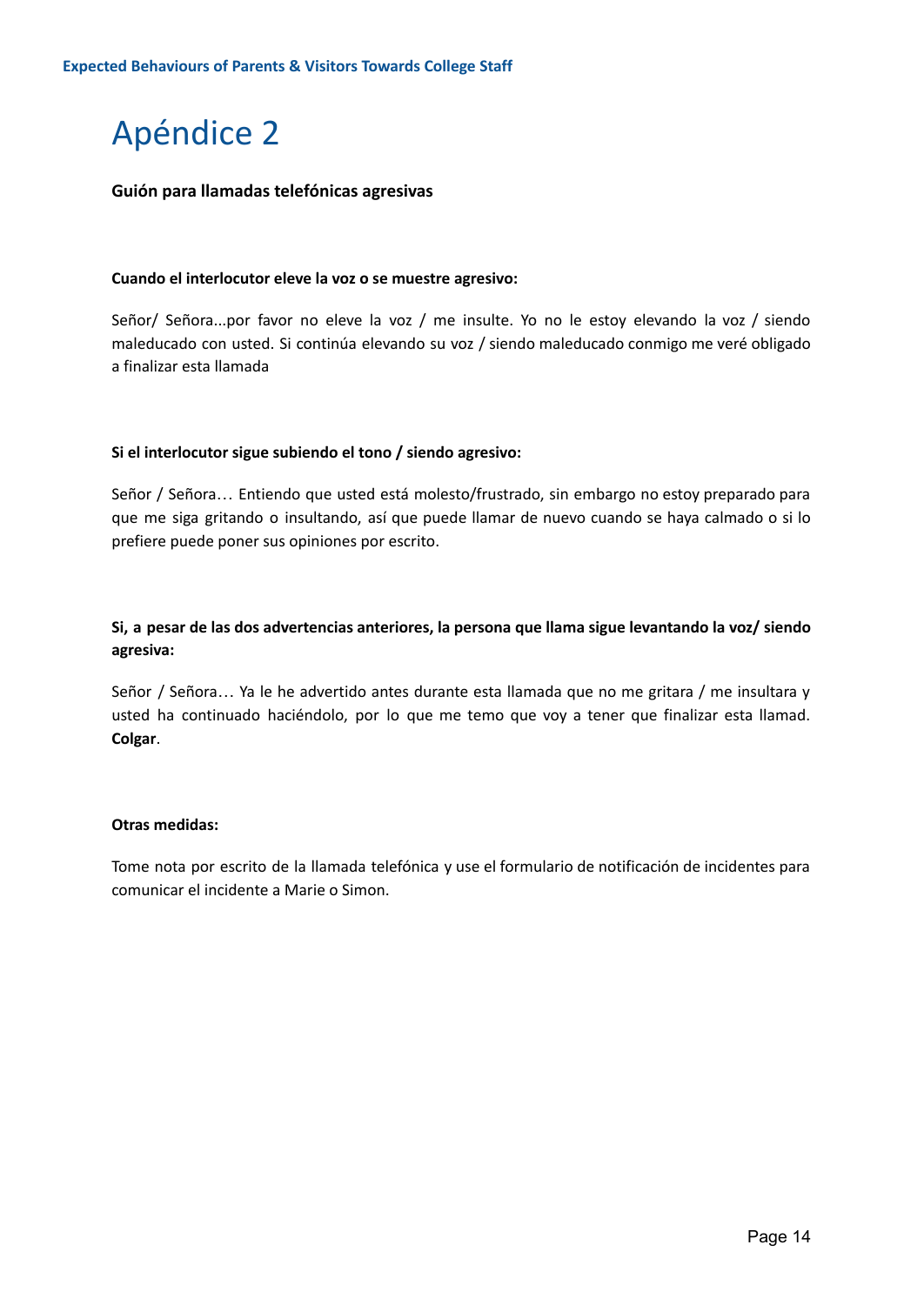# Apéndice 2

**Guión para llamadas telefónicas agresivas**

**Cuando el interlocutor eleve la voz o se muestre agresivo:**

Señor/ Señora...por favor no eleve la voz / me insulte. Yo no le estoy elevando la voz / siendo maleducado con usted. Si continúa elevando su voz / siendo maleducado conmigo me veré obligado a finalizar esta llamada

**Si el interlocutor sigue subiendo el tono / siendo agresivo:**

Señor / Señora… Entiendo que usted está molesto/frustrado, sin embargo no estoy preparado para que me siga gritando o insultando, así que puede llamar de nuevo cuando se haya calmado o si lo prefiere puede poner sus opiniones por escrito.

**Si, a pesar de las dos advertencias anteriores, la persona que llama sigue levantando la voz/ siendo agresiva:**

Señor / Señora… Ya le he advertido antes durante esta llamada que no me gritara / me insultara y usted ha continuado haciéndolo, por lo que me temo que voy a tener que finalizar esta llamad. **Colgar**.

**Otras medidas:**

Tome nota por escrito de la llamada telefónica y use el formulario de notificación de incidentes para comunicar el incidente a Marie o Simon.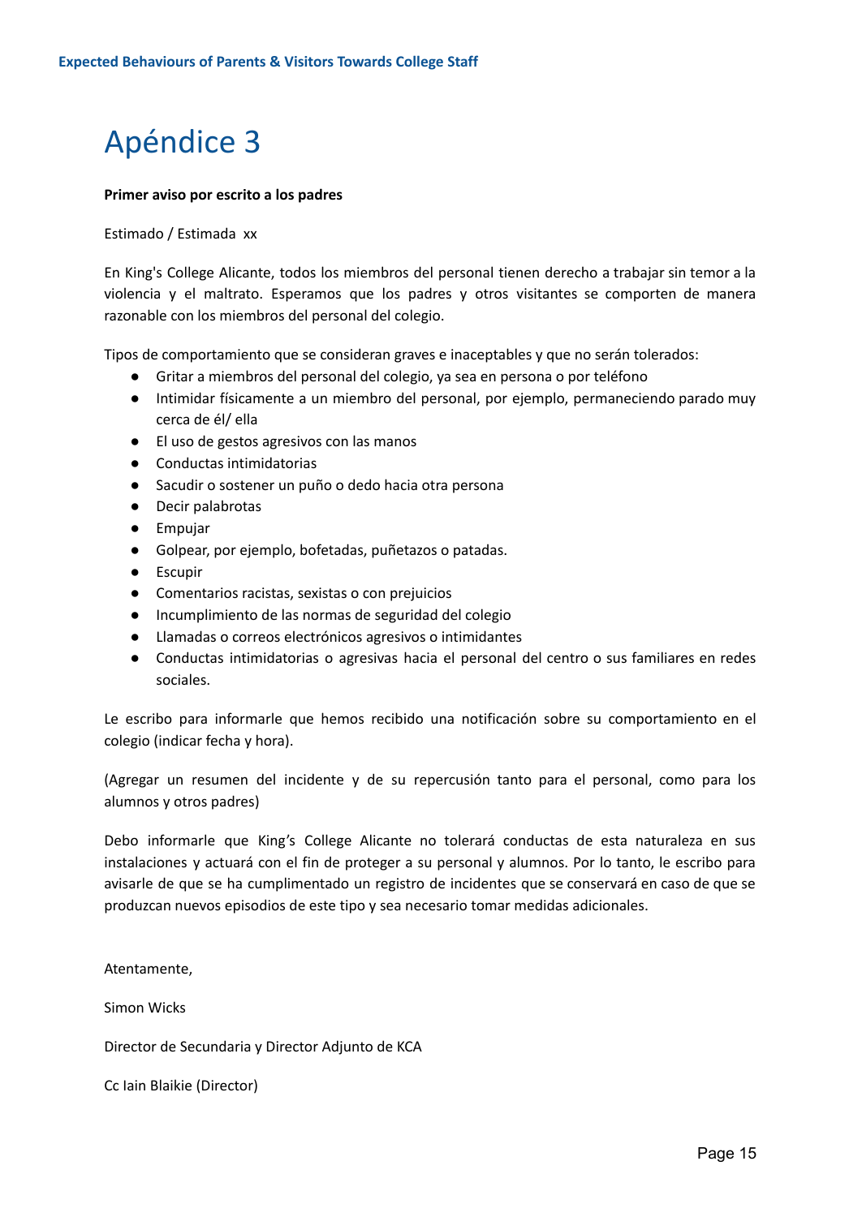# Apéndice 3

**Primer aviso por escrito a los padres**

Estimado / Estimada  xx

En King's College Alicante, todos los miembros del personal tienen derecho a trabajar sin temor a la violencia y el maltrato. Esperamos que los padres y otros visitantes se comporten de manera razonable con los miembros del personal del colegio.

Tipos de comportamiento que se consideran graves e inaceptables y que no serán tolerados:

- Gritar a miembros del personal del colegio, ya sea en persona o por teléfono
- Intimidar físicamente a un miembro del personal, por ejemplo, permaneciendo parado muy cerca de él/ ella
- El uso de gestos agresivos con las manos
- Conductas intimidatorias
- Sacudir o sostener un puño o dedo hacia otra persona
- Decir palabrotas
- Empujar
- Golpear, por ejemplo, bofetadas, puñetazos o patadas.
- Escupir
- Comentarios racistas, sexistas o con prejuicios
- Incumplimiento de las normas de seguridad del colegio
- Llamadas o correos electrónicos agresivos o intimidantes
- Conductas intimidatorias o agresivas hacia el personal del centro o sus familiares en redes sociales.

Le escribo para informarle que hemos recibido una notificación sobre su comportamiento en el colegio (indicar fecha y hora).

(Agregar un resumen del incidente y de su repercusión tanto para el personal, como para los alumnos y otros padres)

Debo informarle que King's College Alicante no tolerará conductas de esta naturaleza en sus instalaciones y actuará con el fin de proteger a su personal y alumnos. Por lo tanto, le escribo para avisarle de que se ha cumplimentado un registro de incidentes que se conservará en caso de que se produzcan nuevos episodios de este tipo y sea necesario tomar medidas adicionales.

Atentamente,

Simon Wicks

Director de Secundaria y Director Adjunto de KCA

Cc Iain Blaikie (Director)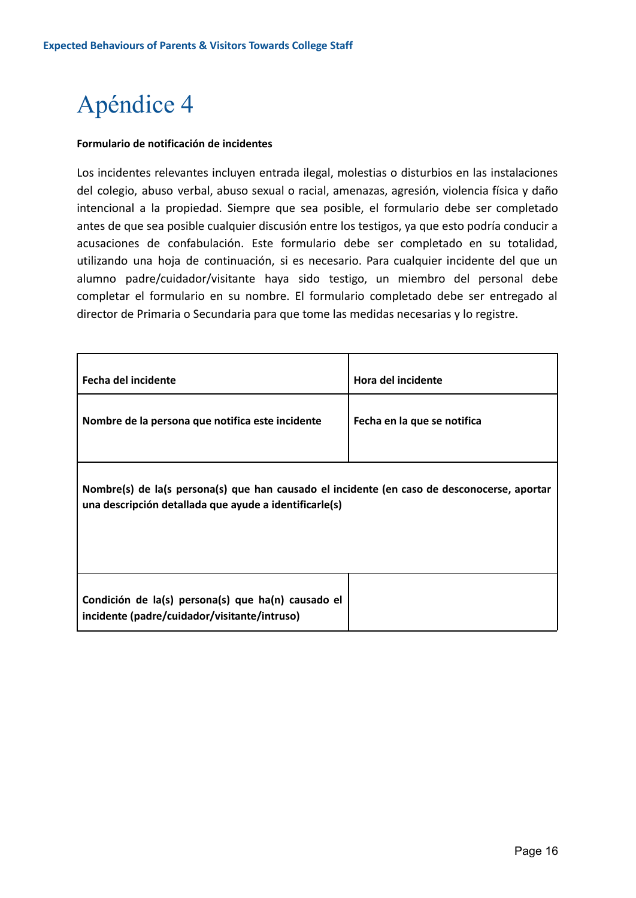# Apéndice 4

**Formulario de notificación de incidentes**

Los incidentes relevantes incluyen entrada ilegal, molestias o disturbios en las instalaciones del colegio, abuso verbal, abuso sexual o racial, amenazas, agresión, violencia física y daño intencional a la propiedad. Siempre que sea posible, el formulario debe ser completado antes de que sea posible cualquier discusión entre los testigos, ya que esto podría conducir a acusaciones de confabulación. Este formulario debe ser completado en su totalidad, utilizando una hoja de continuación, si es necesario. Para cualquier incidente del que un alumno padre/cuidador/visitante haya sido testigo, un miembro del personal debe completar el formulario en su nombre. El formulario completado debe ser entregado al director de Primaria o Secundaria para que tome las medidas necesarias y lo registre.

| **Fecha del incidente** | **Hora del incidente** |
|---|---|
| **Nombre de la persona que notifica este incidente** | **Fecha en la que se notifica** |
| **Nombre(s) de la(s persona(s) que han causado el incidente (en caso de desconocerse, aportar una descripción detallada que ayude a identificarle(s)** | |
| **Condición de la(s) persona(s) que ha(n) causado el incidente (padre/cuidador/visitante/intruso)** | |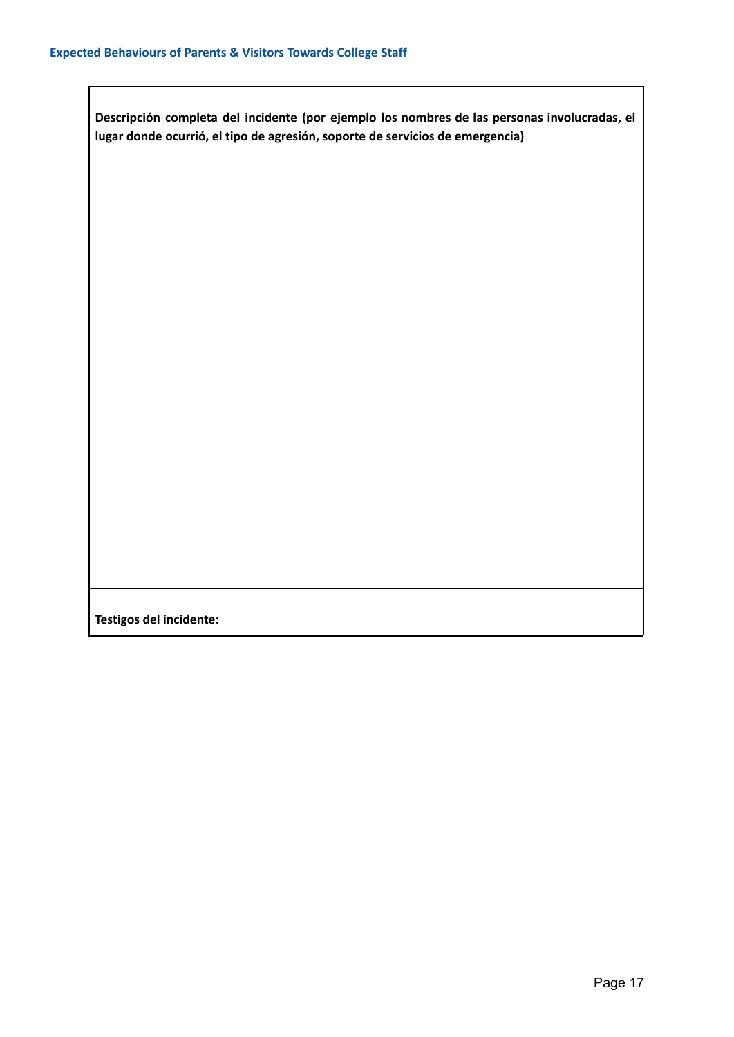| |
|---|
| **Descripción completa del incidente (por ejemplo los nombres de las personas involucradas, el lugar donde ocurrió, el tipo de agresión, soporte de servicios de emergencia)** |
| **Testigos del incidente:** |